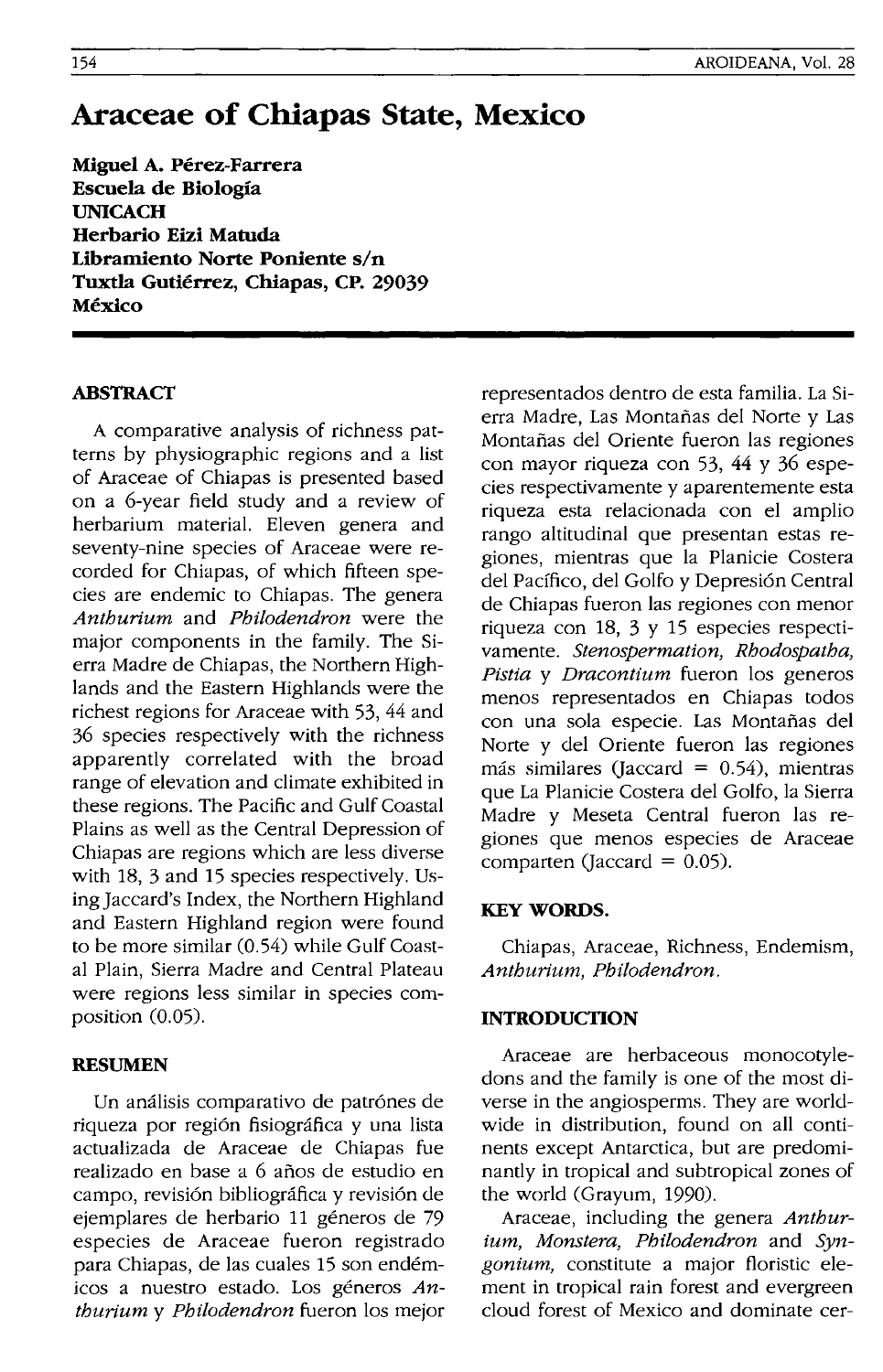# Araceae of Chiapas State, Mexico

**Miguel A. Pérez-Farrera**
**Escuela de Biología**
**UNICACH**
**Herbario Eizi Matuda**
**Libramiento Norte Poniente s/n**
**Tuxtla Gutiérrez, Chiapas, CP. 29039**
**México**

## ABSTRACT

A comparative analysis of richness patterns by physiographic regions and a list of Araceae of Chiapas is presented based on a 6-year field study and a review of herbarium material. Eleven genera and seventy-nine species of Araceae were recorded for Chiapas, of which fifteen species are endemic to Chiapas. The genera *Anthurium* and *Philodendron* were the major components in the family. The Sierra Madre de Chiapas, the Northern Highlands and the Eastern Highlands were the richest regions for Araceae with 53, 44 and 36 species respectively with the richness apparently correlated with the broad range of elevation and climate exhibited in these regions. The Pacific and Gulf Coastal Plains as well as the Central Depression of Chiapas are regions which are less diverse with 18, 3 and 15 species respectively. Using Jaccard's Index, the Northern Highland and Eastern Highland region were found to be more similar (0.54) while Gulf Coastal Plain, Sierra Madre and Central Plateau were regions less similar in species composition (0.05).

## RESUMEN

Un análisis comparativo de patrónes de riqueza por región fisiográfica y una lista actualizada de Araceae de Chiapas fue realizado en base a 6 años de estudio en campo, revisión bibliográfica y revisión de ejemplares de herbario 11 géneros de 79 especies de Araceae fueron registrado para Chiapas, de las cuales 15 son endémicos a nuestro estado. Los géneros *Anthurium* y *Philodendron* fueron los mejor representados dentro de esta familia. La Sierra Madre, Las Montañas del Norte y Las Montañas del Oriente fueron las regiones con mayor riqueza con 53, 44 y 36 especies respectivamente y aparentemente esta riqueza esta relacionada con el amplio rango altitudinal que presentan estas regiones, mientras que la Planicie Costera del Pacífico, del Golfo y Depresión Central de Chiapas fueron las regiones con menor riqueza con 18, 3 y 15 especies respectivamente. *Stenospermation, Rhodospatha, Pistia* y *Dracontium* fueron los generos menos representados en Chiapas todos con una sola especie. Las Montañas del Norte y del Oriente fueron las regiones más similares (Jaccard = 0.54), mientras que La Planicie Costera del Golfo, la Sierra Madre y Meseta Central fueron las regiones que menos especies de Araceae comparten (Jaccard = 0.05).

## KEY WORDS.

Chiapas, Araceae, Richness, Endemism, *Anthurium, Philodendron*.

## INTRODUCTION

Araceae are herbaceous monocotyledons and the family is one of the most diverse in the angiosperms. They are worldwide in distribution, found on all continents except Antarctica, but are predominantly in tropical and subtropical zones of the world (Grayum, 1990).

Araceae, including the genera *Anthurium, Monstera, Philodendron* and *Syngonium*, constitute a major floristic element in tropical rain forest and evergreen cloud forest of Mexico and dominate cer-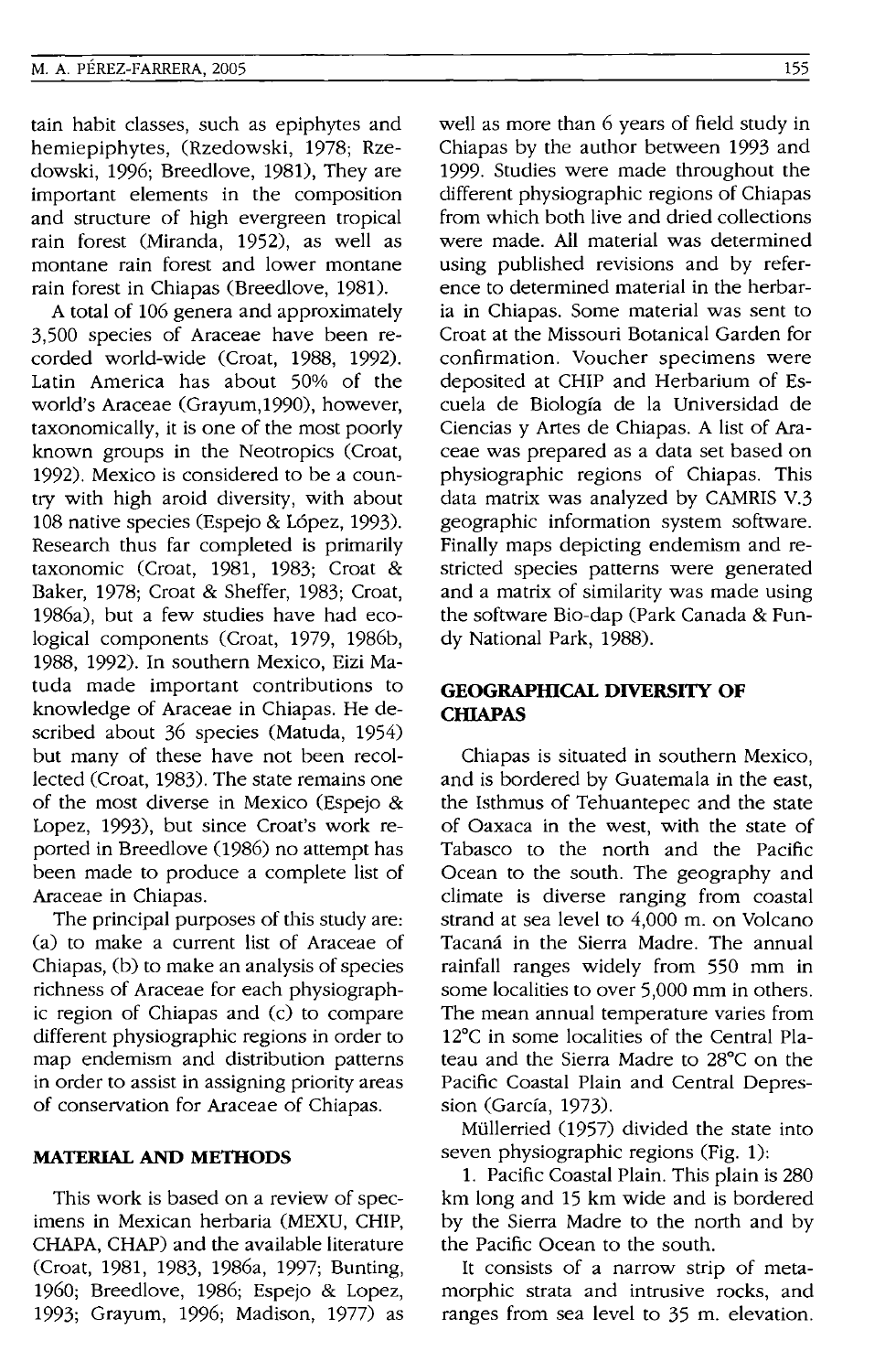tain habit classes, such as epiphytes and hemiepiphytes, (Rzedowski, 1978; Rzedowski, 1996; Breedlove, 1981), They are important elements in the composition and structure of high evergreen tropical rain forest (Miranda, 1952), as well as montane rain forest and lower montane rain forest in Chiapas (Breedlove, 1981).

A total of 106 genera and approximately 3,500 species of Araceae have been recorded world-wide (Croat, 1988, 1992). Latin America has about 50% of the world's Araceae (Grayum,1990), however, taxonomically, it is one of the most poorly known groups in the Neotropics (Croat, 1992). Mexico is considered to be a country with high aroid diversity, with about 108 native species (Espejo & López, 1993). Research thus far completed is primarily taxonomic (Croat, 1981, 1983; Croat & Baker, 1978; Croat & Sheffer, 1983; Croat, 1986a), but a few studies have had ecological components (Croat, 1979, 1986b, 1988, 1992). In southern Mexico, Eizi Matuda made important contributions to knowledge of Araceae in Chiapas. He described about 36 species (Matuda, 1954) but many of these have not been recollected (Croat, 1983). The state remains one of the most diverse in Mexico (Espejo & Lopez, 1993), but since Croat's work reported in Breedlove (1986) no attempt has been made to produce a complete list of Araceae in Chiapas.

The principal purposes of this study are: (a) to make a current list of Araceae of Chiapas, (b) to make an analysis of species richness of Araceae for each physiographic region of Chiapas and (c) to compare different physiographic regions in order to map endemism and distribution patterns in order to assist in assigning priority areas of conservation for Araceae of Chiapas.

## MATERIAL AND METHODS

This work is based on a review of specimens in Mexican herbaria (MEXU, CHIP, CHAPA, CHAP) and the available literature (Croat, 1981, 1983, 1986a, 1997; Bunting, 1960; Breedlove, 1986; Espejo & Lopez, 1993; Grayum, 1996; Madison, 1977) as well as more than 6 years of field study in Chiapas by the author between 1993 and 1999. Studies were made throughout the different physiographic regions of Chiapas from which both live and dried collections were made. All material was determined using published revisions and by reference to determined material in the herbaria in Chiapas. Some material was sent to Croat at the Missouri Botanical Garden for confirmation. Voucher specimens were deposited at CHIP and Herbarium of Escuela de Biología de la Universidad de Ciencias y Artes de Chiapas. A list of Araceae was prepared as a data set based on physiographic regions of Chiapas. This data matrix was analyzed by CAMRIS V.3 geographic information system software. Finally maps depicting endemism and restricted species patterns were generated and a matrix of similarity was made using the software Bio-dap (Park Canada & Fundy National Park, 1988).

## GEOGRAPHICAL DIVERSITY OF CHIAPAS

Chiapas is situated in southern Mexico, and is bordered by Guatemala in the east, the Isthmus of Tehuantepec and the state of Oaxaca in the west, with the state of Tabasco to the north and the Pacific Ocean to the south. The geography and climate is diverse ranging from coastal strand at sea level to 4,000 m. on Volcano Tacaná in the Sierra Madre. The annual rainfall ranges widely from 550 mm in some localities to over 5,000 mm in others. The mean annual temperature varies from 12°C in some localities of the Central Plateau and the Sierra Madre to 28°C on the Pacific Coastal Plain and Central Depression (García, 1973).

Müllerried (1957) divided the state into seven physiographic regions (Fig. 1):

1. Pacific Coastal Plain. This plain is 280 km long and 15 km wide and is bordered by the Sierra Madre to the north and by the Pacific Ocean to the south.

It consists of a narrow strip of metamorphic strata and intrusive rocks, and ranges from sea level to 35 m. elevation.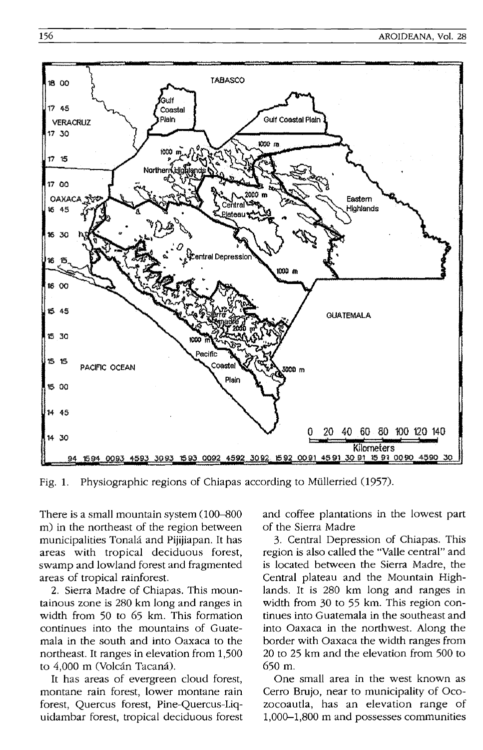Fig. 1. Physiographic regions of Chiapas according to Müllerried (1957).

There is a small mountain system (100–800 m) in the northeast of the region between municipalities Tonalá and Pijijiapan. It has areas with tropical deciduous forest, swamp and lowland forest and fragmented areas of tropical rainforest.

2. Sierra Madre of Chiapas. This mountainous zone is 280 km long and ranges in width from 50 to 65 km. This formation continues into the mountains of Guatemala in the south and into Oaxaca to the northeast. It ranges in elevation from 1,500 to 4,000 m (Volcán Tacaná).

It has areas of evergreen cloud forest, montane rain forest, lower montane rain forest, Quercus forest, Pine-Quercus-Liquidambar forest, tropical deciduous forest and coffee plantations in the lowest part of the Sierra Madre

3. Central Depression of Chiapas. This region is also called the "Valle central" and is located between the Sierra Madre, the Central plateau and the Mountain Highlands. It is 280 km long and ranges in width from 30 to 55 km. This region continues into Guatemala in the southeast and into Oaxaca in the northwest. Along the border with Oaxaca the width ranges from 20 to 25 km and the elevation from 500 to 650 m.

One small area in the west known as Cerro Brujo, near to municipality of Ocozocoautla, has an elevation range of 1,000–1,800 m and possesses communities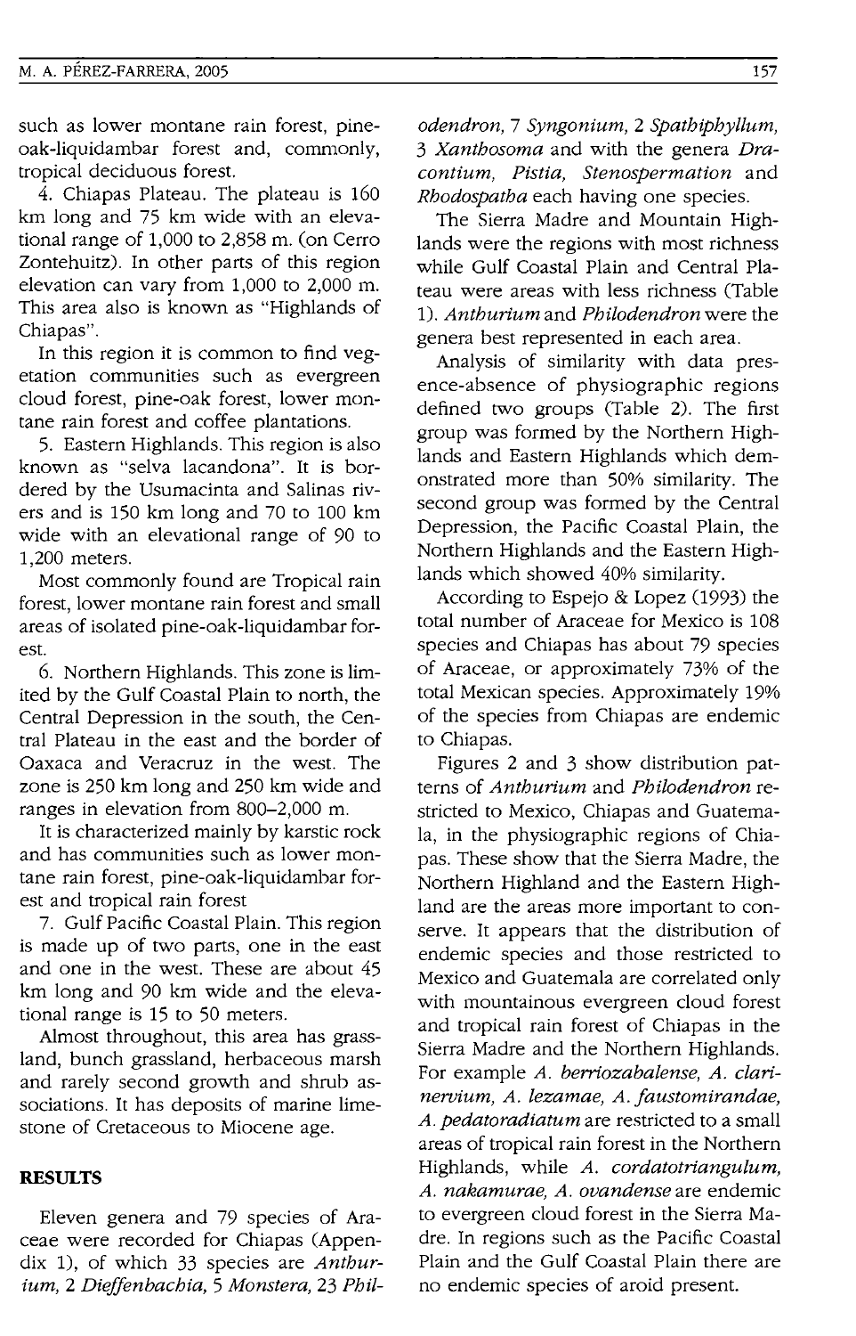such as lower montane rain forest, pine-oak-liquidambar forest and, commonly, tropical deciduous forest.

4. Chiapas Plateau. The plateau is 160 km long and 75 km wide with an elevational range of 1,000 to 2,858 m. (on Cerro Zontehuitz). In other parts of this region elevation can vary from 1,000 to 2,000 m. This area also is known as "Highlands of Chiapas".

In this region it is common to find vegetation communities such as evergreen cloud forest, pine-oak forest, lower montane rain forest and coffee plantations.

5. Eastern Highlands. This region is also known as "selva lacandona". It is bordered by the Usumacinta and Salinas rivers and is 150 km long and 70 to 100 km wide with an elevational range of 90 to 1,200 meters.

Most commonly found are Tropical rain forest, lower montane rain forest and small areas of isolated pine-oak-liquidambar forest.

6. Northern Highlands. This zone is limited by the Gulf Coastal Plain to north, the Central Depression in the south, the Central Plateau in the east and the border of Oaxaca and Veracruz in the west. The zone is 250 km long and 250 km wide and ranges in elevation from 800–2,000 m.

It is characterized mainly by karstic rock and has communities such as lower montane rain forest, pine-oak-liquidambar forest and tropical rain forest

7. Gulf Pacific Coastal Plain. This region is made up of two parts, one in the east and one in the west. These are about 45 km long and 90 km wide and the elevational range is 15 to 50 meters.

Almost throughout, this area has grassland, bunch grassland, herbaceous marsh and rarely second growth and shrub associations. It has deposits of marine limestone of Cretaceous to Miocene age.

## RESULTS

Eleven genera and 79 species of Araceae were recorded for Chiapas (Appendix 1), of which 33 species are *Anthurium*, 2 *Dieffenbachia*, 5 *Monstera*, 23 *Philodendron*, 7 *Syngonium*, 2 *Spathiphyllum*, 3 *Xanthosoma* and with the genera *Dracontium*, *Pistia*, *Stenospermation* and *Rhodospatha* each having one species.

The Sierra Madre and Mountain Highlands were the regions with most richness while Gulf Coastal Plain and Central Plateau were areas with less richness (Table 1). *Anthurium* and *Philodendron* were the genera best represented in each area.

Analysis of similarity with data presence-absence of physiographic regions defined two groups (Table 2). The first group was formed by the Northern Highlands and Eastern Highlands which demonstrated more than 50% similarity. The second group was formed by the Central Depression, the Pacific Coastal Plain, the Northern Highlands and the Eastern Highlands which showed 40% similarity.

According to Espejo & Lopez (1993) the total number of Araceae for Mexico is 108 species and Chiapas has about 79 species of Araceae, or approximately 73% of the total Mexican species. Approximately 19% of the species from Chiapas are endemic to Chiapas.

Figures 2 and 3 show distribution patterns of *Anthurium* and *Philodendron* restricted to Mexico, Chiapas and Guatemala, in the physiographic regions of Chiapas. These show that the Sierra Madre, the Northern Highland and the Eastern Highland are the areas more important to conserve. It appears that the distribution of endemic species and those restricted to Mexico and Guatemala are correlated only with mountainous evergreen cloud forest and tropical rain forest of Chiapas in the Sierra Madre and the Northern Highlands. For example *A. berriozabalense*, *A. clarinervium*, *A. lezamae*, *A. faustomirandae*, *A. pedatoradiatum* are restricted to a small areas of tropical rain forest in the Northern Highlands, while *A. cordatotriangulum*, *A. nakamurae*, *A. ovandense* are endemic to evergreen cloud forest in the Sierra Madre. In regions such as the Pacific Coastal Plain and the Gulf Coastal Plain there are no endemic species of aroid present.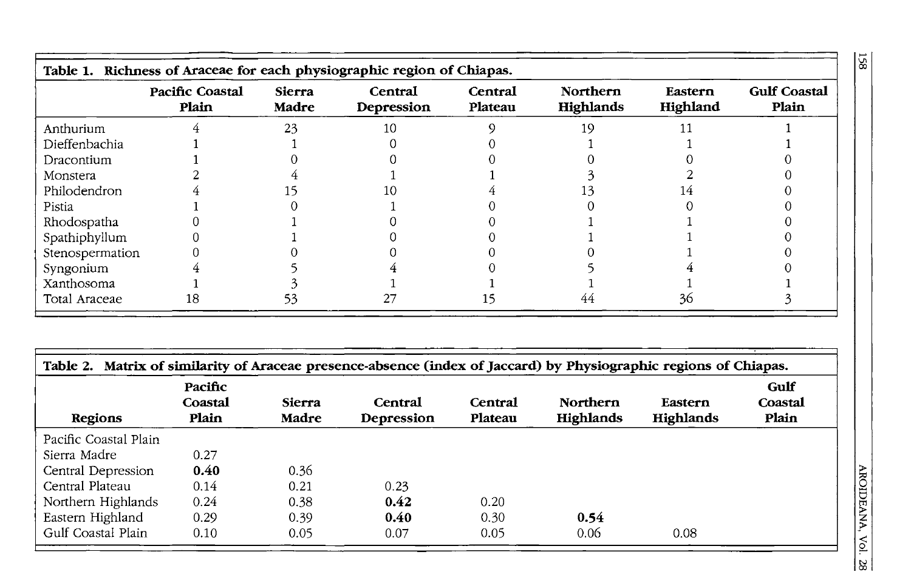**Table 1. Richness of Araceae for each physiographic region of Chiapas.**

| | Pacific Coastal Plain | Sierra Madre | Central Depression | Central Plateau | Northern Highlands | Eastern Highland | Gulf Coastal Plain |
|---|---|---|---|---|---|---|---|
| Anthurium | 4 | 23 | 10 | 9 | 19 | 11 | 1 |
| Dieffenbachia | 1 | 1 | 0 | 0 | 1 | 1 | 1 |
| Dracontium | 1 | 0 | 0 | 0 | 0 | 0 | 0 |
| Monstera | 2 | 4 | 1 | 1 | 3 | 2 | 0 |
| Philodendron | 4 | 15 | 10 | 4 | 13 | 14 | 0 |
| Pistia | 1 | 0 | 1 | 0 | 0 | 0 | 0 |
| Rhodospatha | 0 | 1 | 0 | 0 | 1 | 1 | 0 |
| Spathiphyllum | 0 | 1 | 0 | 0 | 1 | 1 | 0 |
| Stenospermation | 0 | 0 | 0 | 0 | 0 | 1 | 0 |
| Syngonium | 4 | 5 | 4 | 0 | 5 | 4 | 0 |
| Xanthosoma | 1 | 3 | 1 | 1 | 1 | 1 | 1 |
| Total Araceae | 18 | 53 | 27 | 15 | 44 | 36 | 3 |

**Table 2. Matrix of similarity of Araceae presence-absence (index of Jaccard) by Physiographic regions of Chiapas.**

| Regions | Pacific Coastal Plain | Sierra Madre | Central Depression | Central Plateau | Northern Highlands | Eastern Highlands | Gulf Coastal Plain |
|---|---|---|---|---|---|---|---|
| Pacific Coastal Plain | | | | | | | |
| Sierra Madre | 0.27 | | | | | | |
| Central Depression | **0.40** | 0.36 | | | | | |
| Central Plateau | 0.14 | 0.21 | 0.23 | | | | |
| Northern Highlands | 0.24 | 0.38 | **0.42** | 0.20 | | | |
| Eastern Highland | 0.29 | 0.39 | **0.40** | 0.30 | **0.54** | | |
| Gulf Coastal Plain | 0.10 | 0.05 | 0.07 | 0.05 | 0.06 | 0.08 | |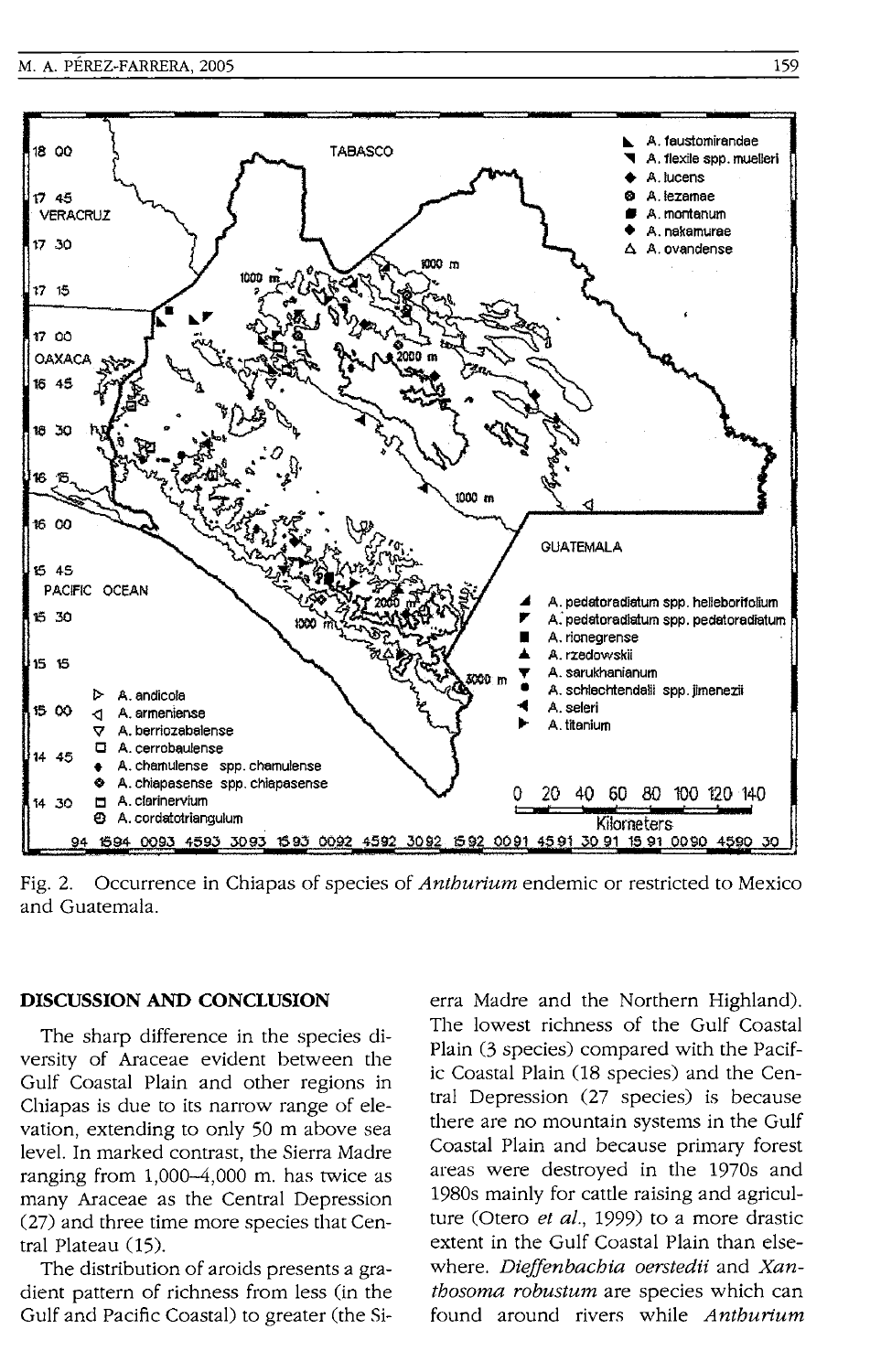Fig. 2. Occurrence in Chiapas of species of *Anthurium* endemic or restricted to Mexico and Guatemala.

## DISCUSSION AND CONCLUSION

The sharp difference in the species diversity of Araceae evident between the Gulf Coastal Plain and other regions in Chiapas is due to its narrow range of elevation, extending to only 50 m above sea level. In marked contrast, the Sierra Madre ranging from 1,000–4,000 m. has twice as many Araceae as the Central Depression (27) and three time more species that Central Plateau (15).

The distribution of aroids presents a gradient pattern of richness from less (in the Gulf and Pacific Coastal) to greater (the Sierra Madre and the Northern Highland). The lowest richness of the Gulf Coastal Plain (3 species) compared with the Pacific Coastal Plain (18 species) and the Central Depression (27 species) is because there are no mountain systems in the Gulf Coastal Plain and because primary forest areas were destroyed in the 1970s and 1980s mainly for cattle raising and agriculture (Otero *et al.*, 1999) to a more drastic extent in the Gulf Coastal Plain than elsewhere. *Dieffenbachia oerstedii* and *Xanthosoma robustum* are species which can found around rivers while *Anthurium*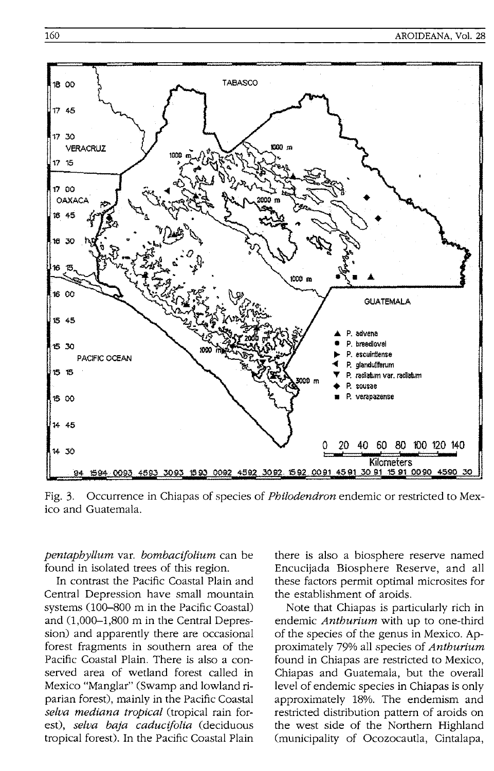Fig. 3. Occurrence in Chiapas of species of *Philodendron* endemic or restricted to Mexico and Guatemala.

*pentaphyllum* var. *bombacifolium* can be found in isolated trees of this region.

In contrast the Pacific Coastal Plain and Central Depression have small mountain systems (100–800 m in the Pacific Coastal) and (1,000–1,800 m in the Central Depression) and apparently there are occasional forest fragments in southern area of the Pacific Coastal Plain. There is also a conserved area of wetland forest called in Mexico "Manglar" (Swamp and lowland riparian forest), mainly in the Pacific Coastal *selva mediana tropical* (tropical rain forest), *selva baja caducifolia* (deciduous tropical forest). In the Pacific Coastal Plain there is also a biosphere reserve named Encucijada Biosphere Reserve, and all these factors permit optimal microsites for the establishment of aroids.

Note that Chiapas is particularly rich in endemic *Anthurium* with up to one-third of the species of the genus in Mexico. Approximately 79% all species of *Anthurium* found in Chiapas are restricted to Mexico, Chiapas and Guatemala, but the overall level of endemic species in Chiapas is only approximately 18%. The endemism and restricted distribution pattern of aroids on the west side of the Northern Highland (municipality of Ocozocautla, Cintalapa,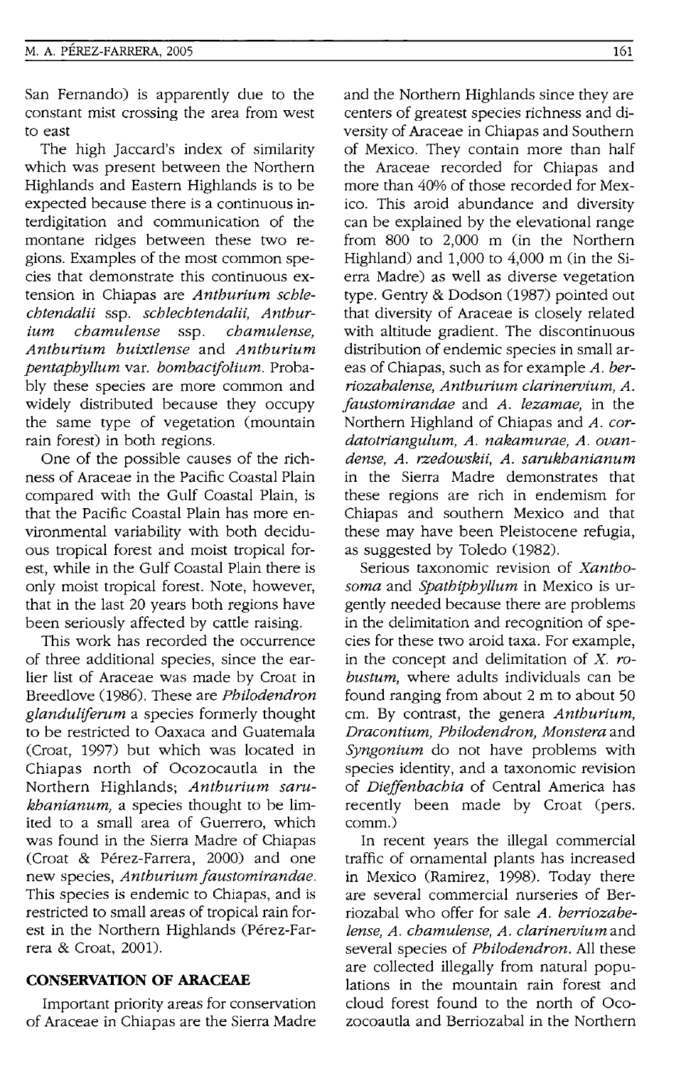San Fernando) is apparently due to the constant mist crossing the area from west to east

The high Jaccard's index of similarity which was present between the Northern Highlands and Eastern Highlands is to be expected because there is a continuous interdigitation and communication of the montane ridges between these two regions. Examples of the most common species that demonstrate this continuous extension in Chiapas are *Anthurium schlechtendalii* ssp. *schlechtendalii, Anthurium chamulense* ssp. *chamulense, Anthurium huixtlense* and *Anthurium pentaphyllum* var. *bombacifolium*. Probably these species are more common and widely distributed because they occupy the same type of vegetation (mountain rain forest) in both regions.

One of the possible causes of the richness of Araceae in the Pacific Coastal Plain compared with the Gulf Coastal Plain, is that the Pacific Coastal Plain has more environmental variability with both deciduous tropical forest and moist tropical forest, while in the Gulf Coastal Plain there is only moist tropical forest. Note, however, that in the last 20 years both regions have been seriously affected by cattle raising.

This work has recorded the occurrence of three additional species, since the earlier list of Araceae was made by Croat in Breedlove (1986). These are *Philodendron glanduliferum* a species formerly thought to be restricted to Oaxaca and Guatemala (Croat, 1997) but which was located in Chiapas north of Ocozocautla in the Northern Highlands; *Anthurium sarukhanianum,* a species thought to be limited to a small area of Guerrero, which was found in the Sierra Madre of Chiapas (Croat & Pérez-Farrera, 2000) and one new species, *Anthurium faustomirandae*. This species is endemic to Chiapas, and is restricted to small areas of tropical rain forest in the Northern Highlands (Pérez-Farrera & Croat, 2001).

## CONSERVATION OF ARACEAE

Important priority areas for conservation of Araceae in Chiapas are the Sierra Madre and the Northern Highlands since they are centers of greatest species richness and diversity of Araceae in Chiapas and Southern of Mexico. They contain more than half the Araceae recorded for Chiapas and more than 40% of those recorded for Mexico. This aroid abundance and diversity can be explained by the elevational range from 800 to 2,000 m (in the Northern Highland) and 1,000 to 4,000 m (in the Sierra Madre) as well as diverse vegetation type. Gentry & Dodson (1987) pointed out that diversity of Araceae is closely related with altitude gradient. The discontinuous distribution of endemic species in small areas of Chiapas, such as for example *A. berriozabalense, Anthurium clarinervium, A. faustomirandae* and *A. lezamae,* in the Northern Highland of Chiapas and *A. cordatotriangulum, A. nakamurae, A. ovandense, A. rzedowskii, A. sarukhanianum* in the Sierra Madre demonstrates that these regions are rich in endemism for Chiapas and southern Mexico and that these may have been Pleistocene refugia, as suggested by Toledo (1982).

Serious taxonomic revision of *Xanthosoma* and *Spathiphyllum* in Mexico is urgently needed because there are problems in the delimitation and recognition of species for these two aroid taxa. For example, in the concept and delimitation of *X. robustum,* where adults individuals can be found ranging from about 2 m to about 50 cm. By contrast, the genera *Anthurium, Dracontium, Philodendron, Monstera* and *Syngonium* do not have problems with species identity, and a taxonomic revision of *Dieffenbachia* of Central America has recently been made by Croat (pers. comm.)

In recent years the illegal commercial traffic of ornamental plants has increased in Mexico (Ramirez, 1998). Today there are several commercial nurseries of Berriozabal who offer for sale *A. berriozabelense, A. chamulense, A. clarinervium* and several species of *Philodendron*. All these are collected illegally from natural populations in the mountain rain forest and cloud forest found to the north of Ocozocoautla and Berriozabal in the Northern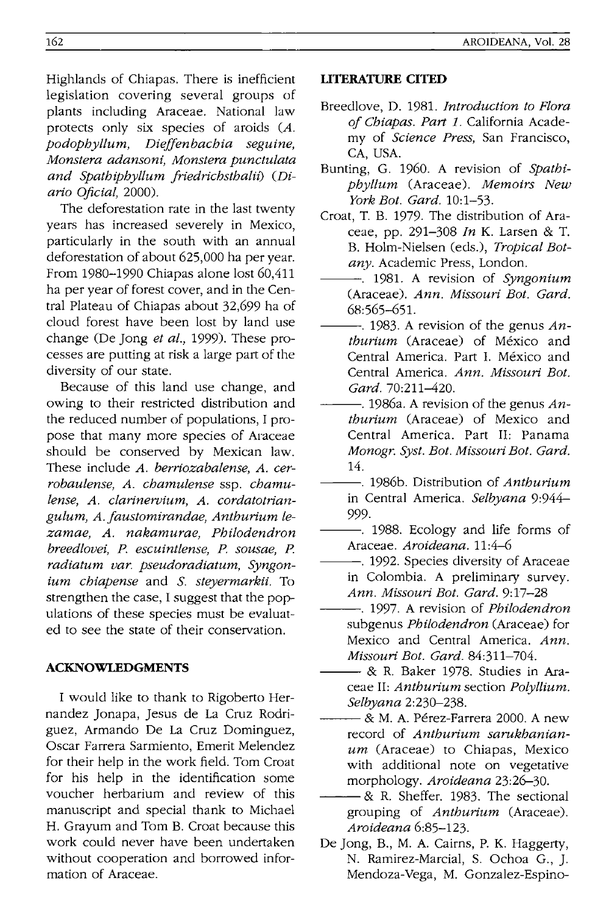Highlands of Chiapas. There is inefficient legislation covering several groups of plants including Araceae. National law protects only six species of aroids (*A. podophyllum, Dieffenbachia seguine, Monstera adansoni, Monstera punctulata and Spathiphyllum friedrichsthalii*) (*Diario Oficial*, 2000).

The deforestation rate in the last twenty years has increased severely in Mexico, particularly in the south with an annual deforestation of about 625,000 ha per year. From 1980–1990 Chiapas alone lost 60,411 ha per year of forest cover, and in the Central Plateau of Chiapas about 32,699 ha of cloud forest have been lost by land use change (De Jong *et al.*, 1999). These processes are putting at risk a large part of the diversity of our state.

Because of this land use change, and owing to their restricted distribution and the reduced number of populations, I propose that many more species of Araceae should be conserved by Mexican law. These include *A. berriozabalense, A. cerrobaulense, A. chamulense* ssp. *chamulense, A. clarinervium, A. cordatotriangulum, A. faustomirandae, Anthurium lezamae, A. nakamurae, Philodendron breedlovei, P. escuintlense, P. sousae, P. radiatum var. pseudoradiatum, Syngonium chiapense* and *S. steyermarkii*. To strengthen the case, I suggest that the populations of these species must be evaluated to see the state of their conservation.

## ACKNOWLEDGMENTS

I would like to thank to Rigoberto Hernandez Jonapa, Jesus de La Cruz Rodriguez, Armando De La Cruz Dominguez, Oscar Farrera Sarmiento, Emerit Melendez for their help in the work field. Tom Croat for his help in the identification some voucher herbarium and review of this manuscript and special thank to Michael H. Grayum and Tom B. Croat because this work could never have been undertaken without cooperation and borrowed information of Araceae.

## LITERATURE CITED

Breedlove, D. 1981. *Introduction to Flora of Chiapas. Part 1*. California Academy of *Science Press*, San Francisco, CA, USA.

Bunting, G. 1960. A revision of *Spathiphyllum* (Araceae). *Memoirs New York Bot. Gard.* 10:1–53.

Croat, T. B. 1979. The distribution of Araceae, pp. 291–308 *In* K. Larsen & T. B. Holm-Nielsen (eds.), *Tropical Botany*. Academic Press, London.

———. 1981. A revision of *Syngonium* (Araceae). *Ann. Missouri Bot. Gard.* 68:565–651.

———. 1983. A revision of the genus *Anthurium* (Araceae) of México and Central America. Part I. México and Central America. *Ann. Missouri Bot. Gard.* 70:211–420.

———. 1986a. A revision of the genus *Anthurium* (Araceae) of Mexico and Central America. Part II: Panama *Monogr. Syst. Bot. Missouri Bot. Gard.* 14.

———. 1986b. Distribution of *Anthurium* in Central America. *Selbyana* 9:944–999.

———. 1988. Ecology and life forms of Araceae. *Aroideana*. 11:4–6

———. 1992. Species diversity of Araceae in Colombia. A preliminary survey. *Ann. Missouri Bot. Gard.* 9:17–28

———. 1997. A revision of *Philodendron* subgenus *Philodendron* (Araceae) for Mexico and Central America. *Ann. Missouri Bot. Gard.* 84:311–704.

——— & R. Baker 1978. Studies in Araceae II: *Anthurium* section *Polyllium*. *Selbyana* 2:230–238.

——— & M. A. Pérez-Farrera 2000. A new record of *Anthurium sarukhanianum* (Araceae) to Chiapas, Mexico with additional note on vegetative morphology. *Aroideana* 23:26–30.

——— & R. Sheffer. 1983. The sectional grouping of *Anthurium* (Araceae). *Aroideana* 6:85–123.

De Jong, B., M. A. Cairns, P. K. Haggerty, N. Ramirez-Marcial, S. Ochoa G., J. Mendoza-Vega, M. Gonzalez-Espino-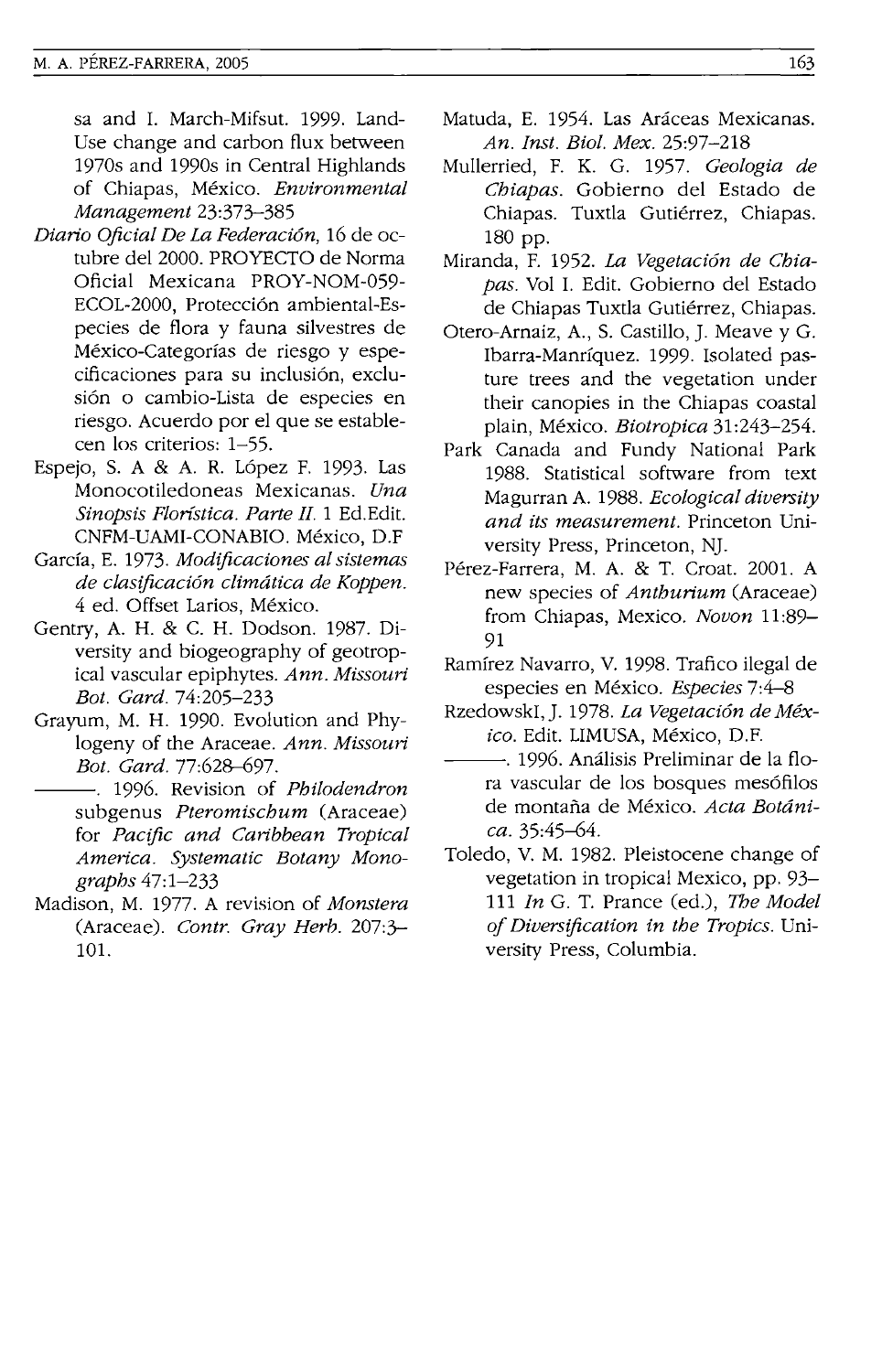sa and I. March-Mifsut. 1999. Land-Use change and carbon flux between 1970s and 1990s in Central Highlands of Chiapas, México. *Environmental Management* 23:373–385

*Diario Oficial De La Federación*, 16 de octubre del 2000. PROYECTO de Norma Oficial Mexicana PROY-NOM-059-ECOL-2000, Protección ambiental-Especies de flora y fauna silvestres de México-Categorías de riesgo y especificaciones para su inclusión, exclusión o cambio-Lista de especies en riesgo. Acuerdo por el que se establecen los criterios: 1–55.

Espejo, S. A & A. R. López F. 1993. Las Monocotiledoneas Mexicanas. *Una Sinopsis Florística. Parte II.* 1 Ed.Edit. CNFM-UAMI-CONABIO. México, D.F

García, E. 1973. *Modificaciones al sistemas de clasificación climática de Koppen.* 4 ed. Offset Larios, México.

Gentry, A. H. & C. H. Dodson. 1987. Diversity and biogeography of geotropical vascular epiphytes. *Ann. Missouri Bot. Gard.* 74:205–233

Grayum, M. H. 1990. Evolution and Phylogeny of the Araceae. *Ann. Missouri Bot. Gard.* 77:628–697.

———. 1996. Revision of *Philodendron* subgenus *Pteromischum* (Araceae) for *Pacific and Caribbean Tropical America. Systematic Botany Monographs* 47:1–233

Madison, M. 1977. A revision of *Monstera* (Araceae). *Contr. Gray Herb.* 207:3–101.

Matuda, E. 1954. Las Aráceas Mexicanas. *An. Inst. Biol. Mex.* 25:97–218

Mullerried, F. K. G. 1957. *Geologia de Chiapas.* Gobierno del Estado de Chiapas. Tuxtla Gutiérrez, Chiapas. 180 pp.

Miranda, F. 1952. *La Vegetación de Chiapas.* Vol I. Edit. Gobierno del Estado de Chiapas Tuxtla Gutiérrez, Chiapas.

Otero-Arnaiz, A., S. Castillo, J. Meave y G. Ibarra-Manríquez. 1999. Isolated pasture trees and the vegetation under their canopies in the Chiapas coastal plain, México. *Biotropica* 31:243–254.

Park Canada and Fundy National Park 1988. Statistical software from text Magurran A. 1988. *Ecological diversity and its measurement.* Princeton University Press, Princeton, NJ.

Pérez-Farrera, M. A. & T. Croat. 2001. A new species of *Anthurium* (Araceae) from Chiapas, Mexico. *Novon* 11:89–91

Ramírez Navarro, V. 1998. Trafico ilegal de especies en México. *Especies* 7:4–8

RzedowskI, J. 1978. *La Vegetación de México.* Edit. LIMUSA, México, D.F.

———. 1996. Análisis Preliminar de la flora vascular de los bosques mesófilos de montaña de México. *Acta Botánica.* 35:45–64.

Toledo, V. M. 1982. Pleistocene change of vegetation in tropical Mexico, pp. 93–111 *In* G. T. Prance (ed.), *The Model of Diversification in the Tropics.* University Press, Columbia.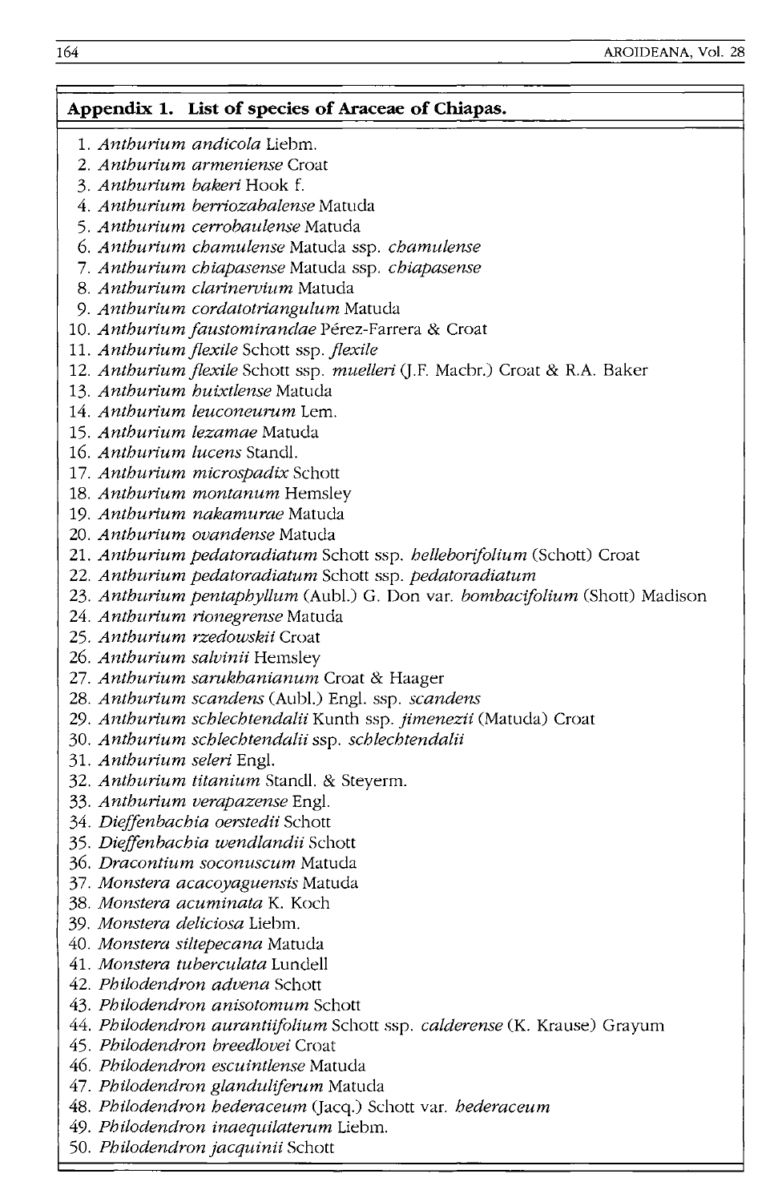## Appendix 1. List of species of Araceae of Chiapas.

1. *Anthurium andicola* Liebm.
2. *Anthurium armeniense* Croat
3. *Anthurium bakeri* Hook f.
4. *Anthurium berriozabalense* Matuda
5. *Anthurium cerrobaulense* Matuda
6. *Anthurium chamulense* Matuda ssp. *chamulense*
7. *Anthurium chiapasense* Matuda ssp. *chiapasense*
8. *Anthurium clarinervium* Matuda
9. *Anthurium cordatotriangulum* Matuda
10. *Anthurium faustomirandae* Pérez-Farrera & Croat
11. *Anthurium flexile* Schott ssp. *flexile*
12. *Anthurium flexile* Schott ssp. *muelleri* (J.F. Macbr.) Croat & R.A. Baker
13. *Anthurium huixtlense* Matuda
14. *Anthurium leuconeurum* Lem.
15. *Anthurium lezamae* Matuda
16. *Anthurium lucens* Standl.
17. *Anthurium microspadix* Schott
18. *Anthurium montanum* Hemsley
19. *Anthurium nakamurae* Matuda
20. *Anthurium ovandense* Matuda
21. *Anthurium pedatoradiatum* Schott ssp. *helleborifolium* (Schott) Croat
22. *Anthurium pedatoradiatum* Schott ssp. *pedatoradiatum*
23. *Anthurium pentaphyllum* (Aubl.) G. Don var. *bombacifolium* (Shott) Madison
24. *Anthurium rionegrense* Matuda
25. *Anthurium rzedowskii* Croat
26. *Anthurium salvinii* Hemsley
27. *Anthurium sarukhanianum* Croat & Haager
28. *Anthurium scandens* (Aubl.) Engl. ssp. *scandens*
29. *Anthurium schlechtendalii* Kunth ssp. *jimenezii* (Matuda) Croat
30. *Anthurium schlechtendalii* ssp. *schlechtendalii*
31. *Anthurium seleri* Engl.
32. *Anthurium titanium* Standl. & Steyerm.
33. *Anthurium verapazense* Engl.
34. *Dieffenbachia oerstedii* Schott
35. *Dieffenbachia wendlandii* Schott
36. *Dracontium soconuscum* Matuda
37. *Monstera acacoyaguensis* Matuda
38. *Monstera acuminata* K. Koch
39. *Monstera deliciosa* Liebm.
40. *Monstera siltepecana* Matuda
41. *Monstera tuberculata* Lundell
42. *Philodendron advena* Schott
43. *Philodendron anisotomum* Schott
44. *Philodendron aurantiifolium* Schott ssp. *calderense* (K. Krause) Grayum
45. *Philodendron breedlovei* Croat
46. *Philodendron escuintlense* Matuda
47. *Philodendron glanduliferum* Matuda
48. *Philodendron hederaceum* (Jacq.) Schott var. *hederaceum*
49. *Philodendron inaequilaterum* Liebm.
50. *Philodendron jacquinii* Schott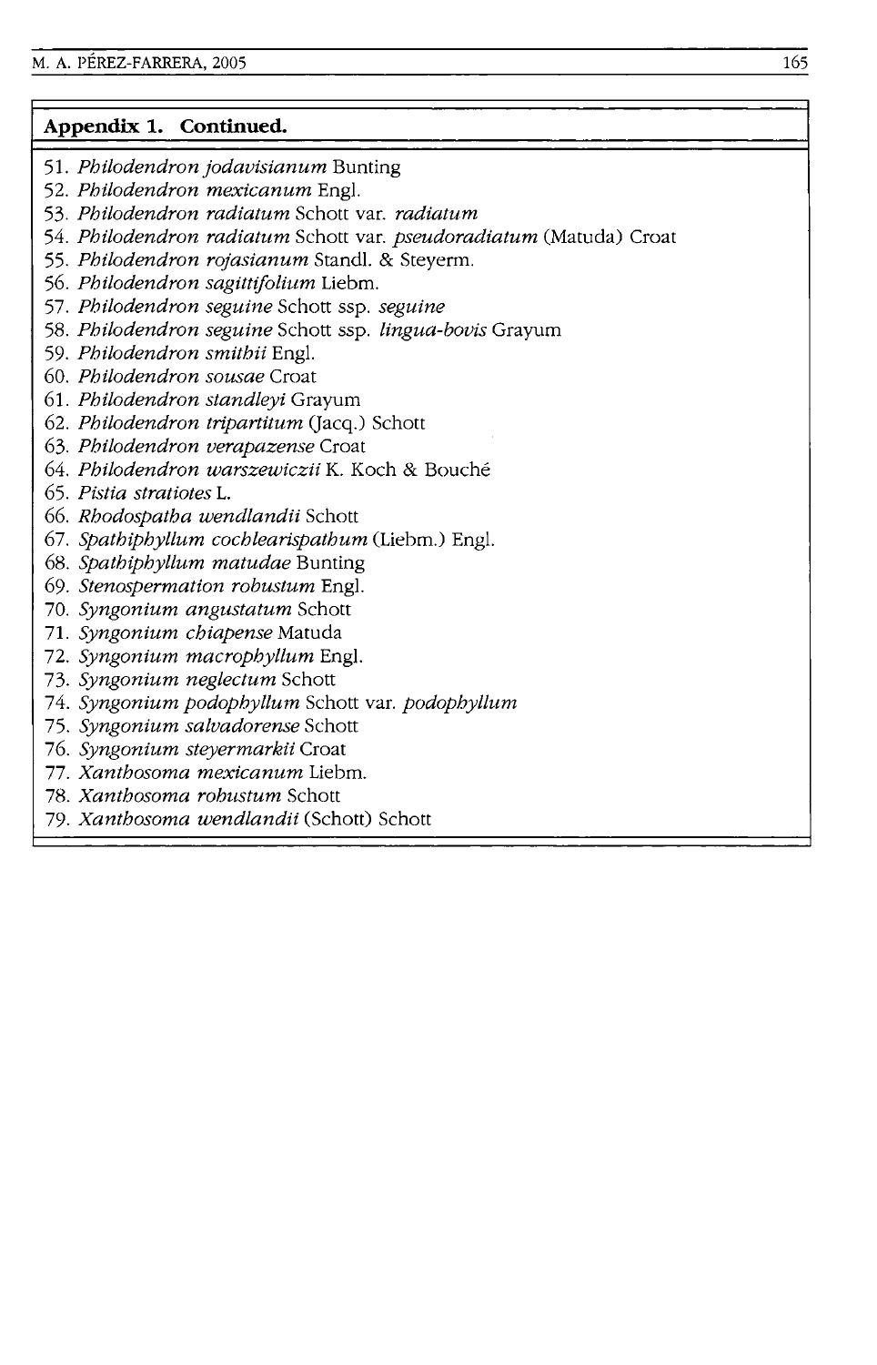**Appendix 1. Continued.**

51. *Philodendron jodavisianum* Bunting
52. *Philodendron mexicanum* Engl.
53. *Philodendron radiatum* Schott var. *radiatum*
54. *Philodendron radiatum* Schott var. *pseudoradiatum* (Matuda) Croat
55. *Philodendron rojasianum* Standl. & Steyerm.
56. *Philodendron sagittifolium* Liebm.
57. *Philodendron seguine* Schott ssp. *seguine*
58. *Philodendron seguine* Schott ssp. *lingua-bovis* Grayum
59. *Philodendron smithii* Engl.
60. *Philodendron sousae* Croat
61. *Philodendron standleyi* Grayum
62. *Philodendron tripartitum* (Jacq.) Schott
63. *Philodendron verapazense* Croat
64. *Philodendron warszewiczii* K. Koch & Bouché
65. *Pistia stratiotes* L.
66. *Rhodospatha wendlandii* Schott
67. *Spathiphyllum cochlearispathum* (Liebm.) Engl.
68. *Spathiphyllum matudae* Bunting
69. *Stenospermation robustum* Engl.
70. *Syngonium angustatum* Schott
71. *Syngonium chiapense* Matuda
72. *Syngonium macrophyllum* Engl.
73. *Syngonium neglectum* Schott
74. *Syngonium podophyllum* Schott var. *podophyllum*
75. *Syngonium salvadorense* Schott
76. *Syngonium steyermarkii* Croat
77. *Xanthosoma mexicanum* Liebm.
78. *Xanthosoma robustum* Schott
79. *Xanthosoma wendlandii* (Schott) Schott